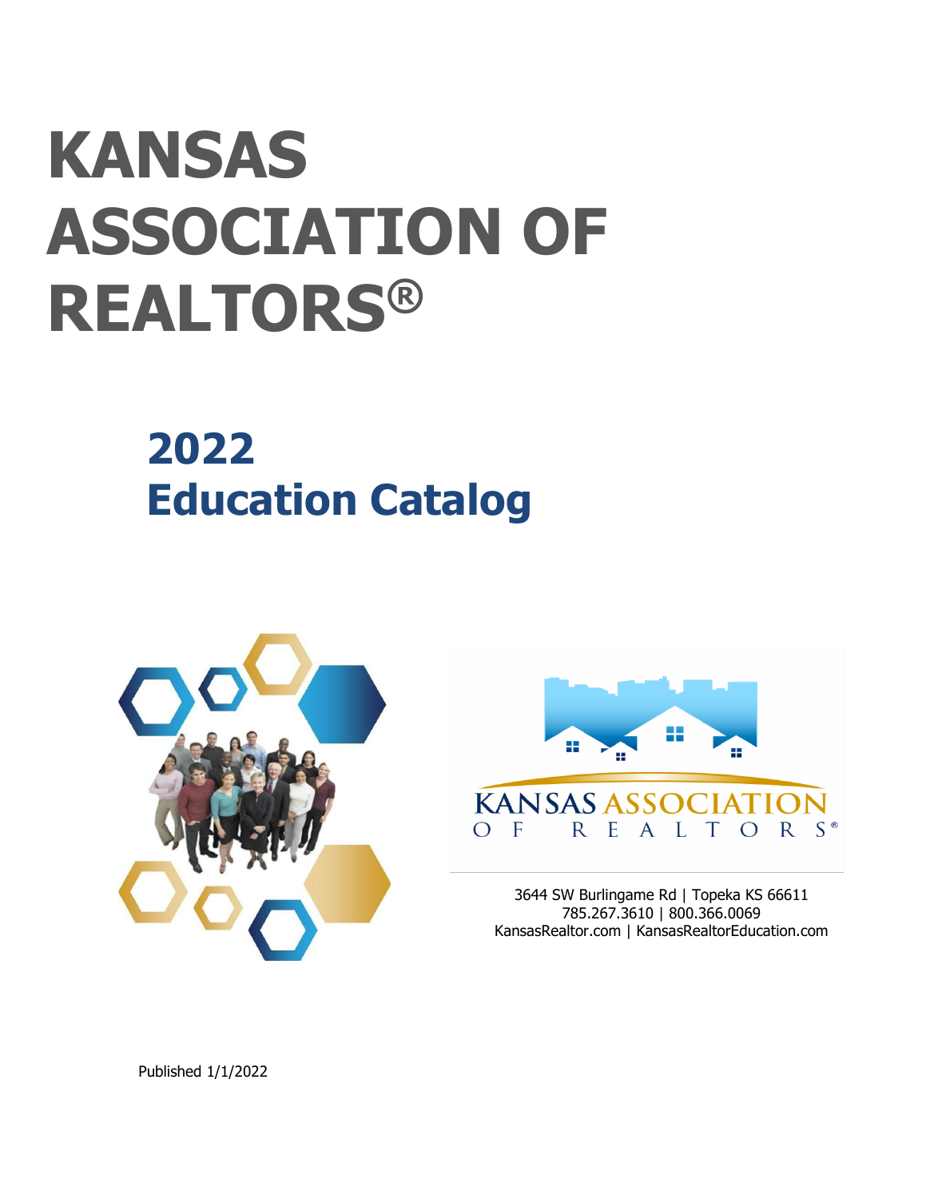# KANSAS ASSOCIATION OF REALTORS®

## 2022
## Education Catalog

3644 SW Burlingame Rd | Topeka KS 66611
785.267.3610 | 800.366.0069
KansasRealtor.com | KansasRealtorEducation.com

Published 1/1/2022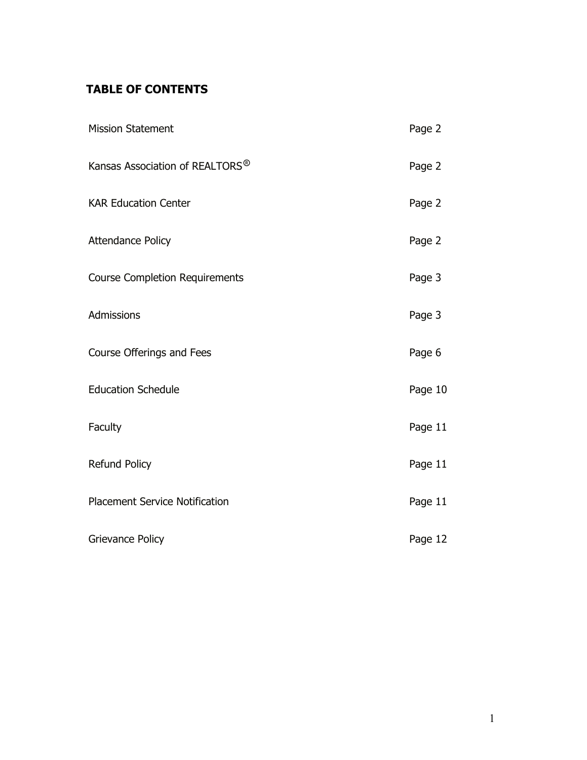## TABLE OF CONTENTS

| | |
|---|---|
| Mission Statement | Page 2 |
| Kansas Association of REALTORS® | Page 2 |
| KAR Education Center | Page 2 |
| Attendance Policy | Page 2 |
| Course Completion Requirements | Page 3 |
| Admissions | Page 3 |
| Course Offerings and Fees | Page 6 |
| Education Schedule | Page 10 |
| Faculty | Page 11 |
| Refund Policy | Page 11 |
| Placement Service Notification | Page 11 |
| Grievance Policy | Page 12 |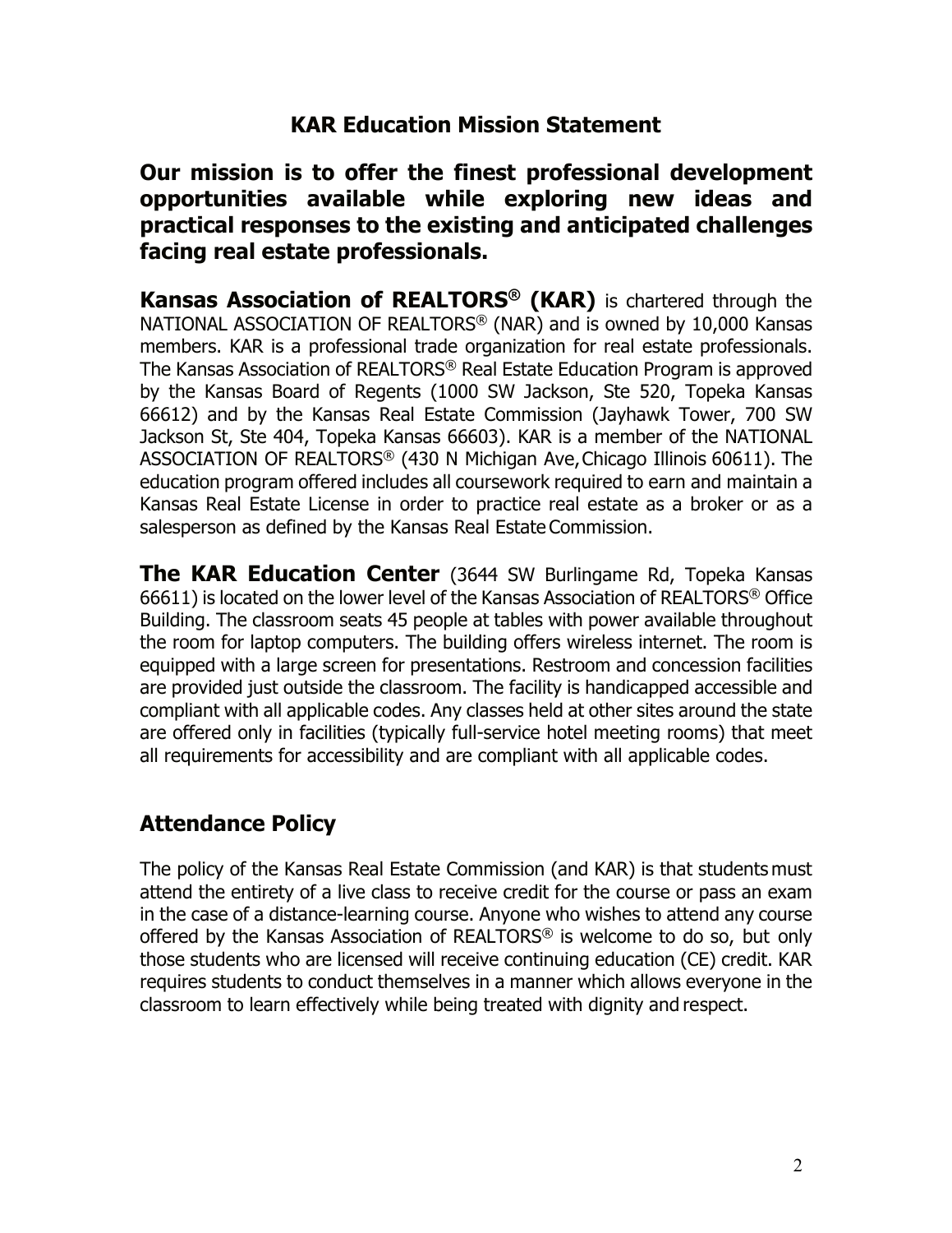## KAR Education Mission Statement

**Our mission is to offer the finest professional development opportunities available while exploring new ideas and practical responses to the existing and anticipated challenges facing real estate professionals.**

**Kansas Association of REALTORS® (KAR)** is chartered through the NATIONAL ASSOCIATION OF REALTORS® (NAR) and is owned by 10,000 Kansas members. KAR is a professional trade organization for real estate professionals. The Kansas Association of REALTORS® Real Estate Education Program is approved by the Kansas Board of Regents (1000 SW Jackson, Ste 520, Topeka Kansas 66612) and by the Kansas Real Estate Commission (Jayhawk Tower, 700 SW Jackson St, Ste 404, Topeka Kansas 66603). KAR is a member of the NATIONAL ASSOCIATION OF REALTORS® (430 N Michigan Ave, Chicago Illinois 60611). The education program offered includes all coursework required to earn and maintain a Kansas Real Estate License in order to practice real estate as a broker or as a salesperson as defined by the Kansas Real Estate Commission.

**The KAR Education Center** (3644 SW Burlingame Rd, Topeka Kansas 66611) is located on the lower level of the Kansas Association of REALTORS® Office Building. The classroom seats 45 people at tables with power available throughout the room for laptop computers. The building offers wireless internet. The room is equipped with a large screen for presentations. Restroom and concession facilities are provided just outside the classroom. The facility is handicapped accessible and compliant with all applicable codes. Any classes held at other sites around the state are offered only in facilities (typically full-service hotel meeting rooms) that meet all requirements for accessibility and are compliant with all applicable codes.

## Attendance Policy

The policy of the Kansas Real Estate Commission (and KAR) is that students must attend the entirety of a live class to receive credit for the course or pass an exam in the case of a distance-learning course. Anyone who wishes to attend any course offered by the Kansas Association of REALTORS® is welcome to do so, but only those students who are licensed will receive continuing education (CE) credit. KAR requires students to conduct themselves in a manner which allows everyone in the classroom to learn effectively while being treated with dignity and respect.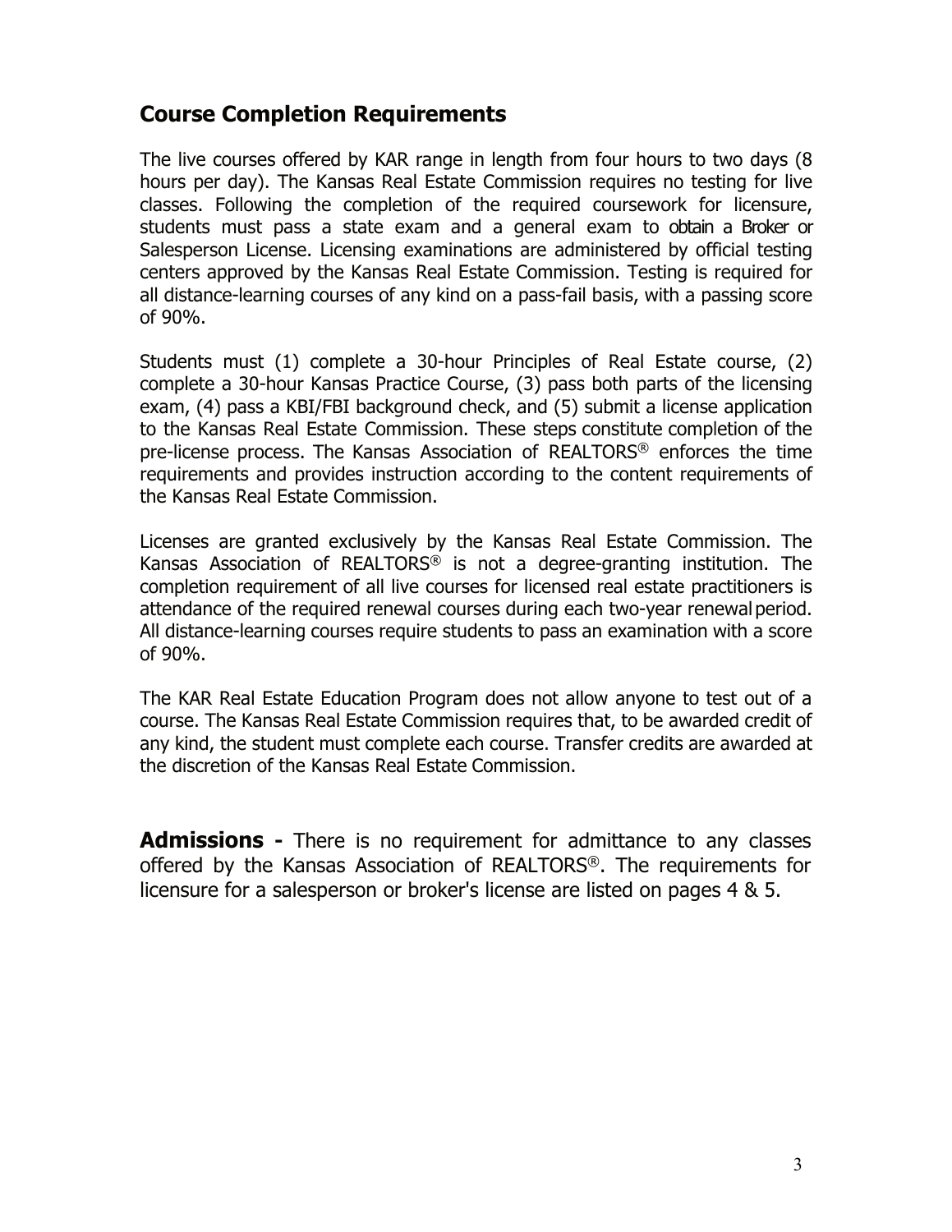## Course Completion Requirements

The live courses offered by KAR range in length from four hours to two days (8 hours per day). The Kansas Real Estate Commission requires no testing for live classes. Following the completion of the required coursework for licensure, students must pass a state exam and a general exam to obtain a Broker or Salesperson License. Licensing examinations are administered by official testing centers approved by the Kansas Real Estate Commission. Testing is required for all distance-learning courses of any kind on a pass-fail basis, with a passing score of 90%.

Students must (1) complete a 30-hour Principles of Real Estate course, (2) complete a 30-hour Kansas Practice Course, (3) pass both parts of the licensing exam, (4) pass a KBI/FBI background check, and (5) submit a license application to the Kansas Real Estate Commission. These steps constitute completion of the pre-license process. The Kansas Association of REALTORS® enforces the time requirements and provides instruction according to the content requirements of the Kansas Real Estate Commission.

Licenses are granted exclusively by the Kansas Real Estate Commission. The Kansas Association of REALTORS® is not a degree-granting institution. The completion requirement of all live courses for licensed real estate practitioners is attendance of the required renewal courses during each two-year renewal period. All distance-learning courses require students to pass an examination with a score of 90%.

The KAR Real Estate Education Program does not allow anyone to test out of a course. The Kansas Real Estate Commission requires that, to be awarded credit of any kind, the student must complete each course. Transfer credits are awarded at the discretion of the Kansas Real Estate Commission.

**Admissions -** There is no requirement for admittance to any classes offered by the Kansas Association of REALTORS®. The requirements for licensure for a salesperson or broker's license are listed on pages 4 & 5.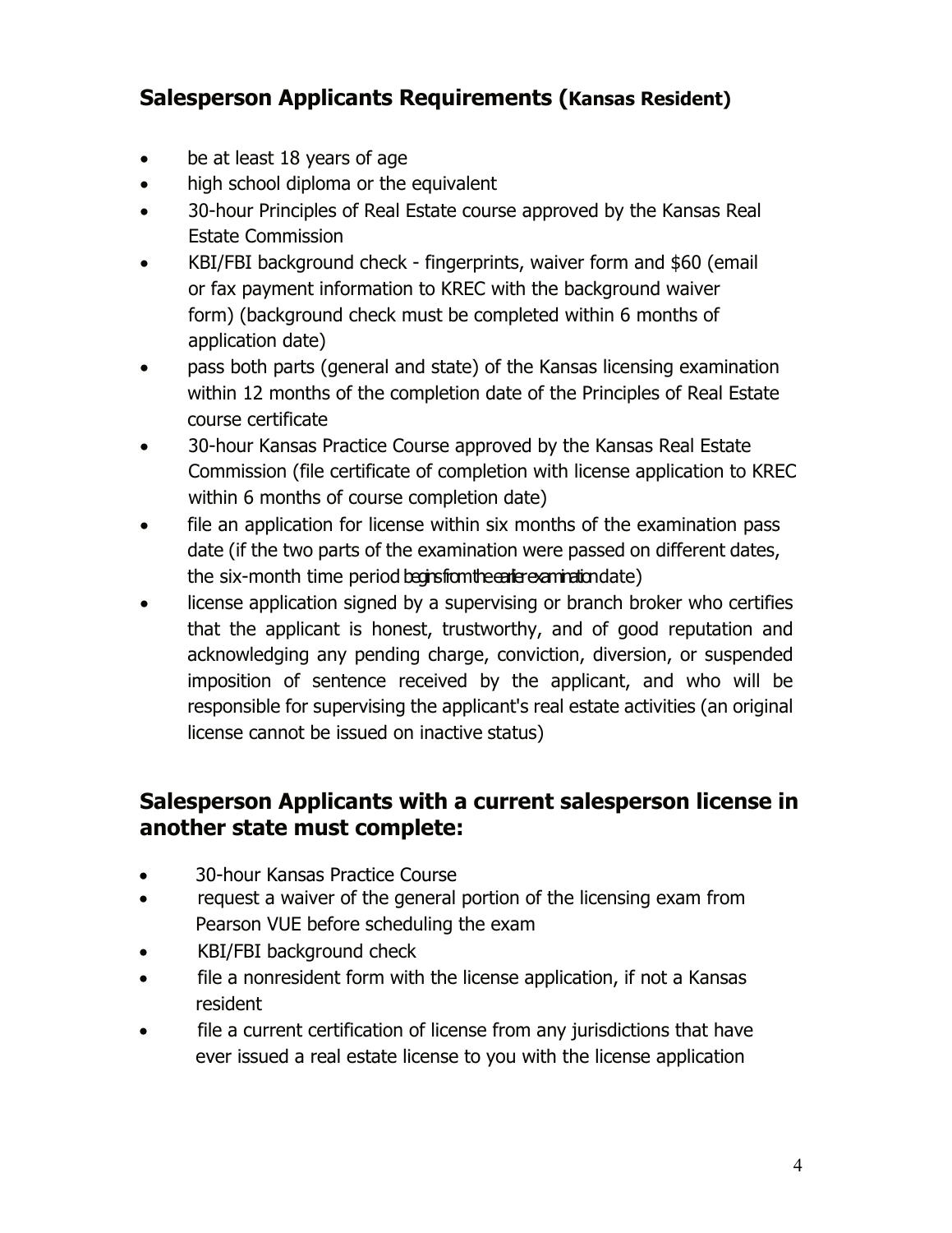## Salesperson Applicants Requirements (Kansas Resident)

- be at least 18 years of age
- high school diploma or the equivalent
- 30-hour Principles of Real Estate course approved by the Kansas Real Estate Commission
- KBI/FBI background check - fingerprints, waiver form and $60 (email or fax payment information to KREC with the background waiver form) (background check must be completed within 6 months of application date)
- pass both parts (general and state) of the Kansas licensing examination within 12 months of the completion date of the Principles of Real Estate course certificate
- 30-hour Kansas Practice Course approved by the Kansas Real Estate Commission (file certificate of completion with license application to KREC within 6 months of course completion date)
- file an application for license within six months of the examination pass date (if the two parts of the examination were passed on different dates, the six-month time period begins from the earlier examination date)
- license application signed by a supervising or branch broker who certifies that the applicant is honest, trustworthy, and of good reputation and acknowledging any pending charge, conviction, diversion, or suspended imposition of sentence received by the applicant, and who will be responsible for supervising the applicant's real estate activities (an original license cannot be issued on inactive status)

## Salesperson Applicants with a current salesperson license in another state must complete:

- 30-hour Kansas Practice Course
- request a waiver of the general portion of the licensing exam from Pearson VUE before scheduling the exam
- KBI/FBI background check
- file a nonresident form with the license application, if not a Kansas resident
- file a current certification of license from any jurisdictions that have ever issued a real estate license to you with the license application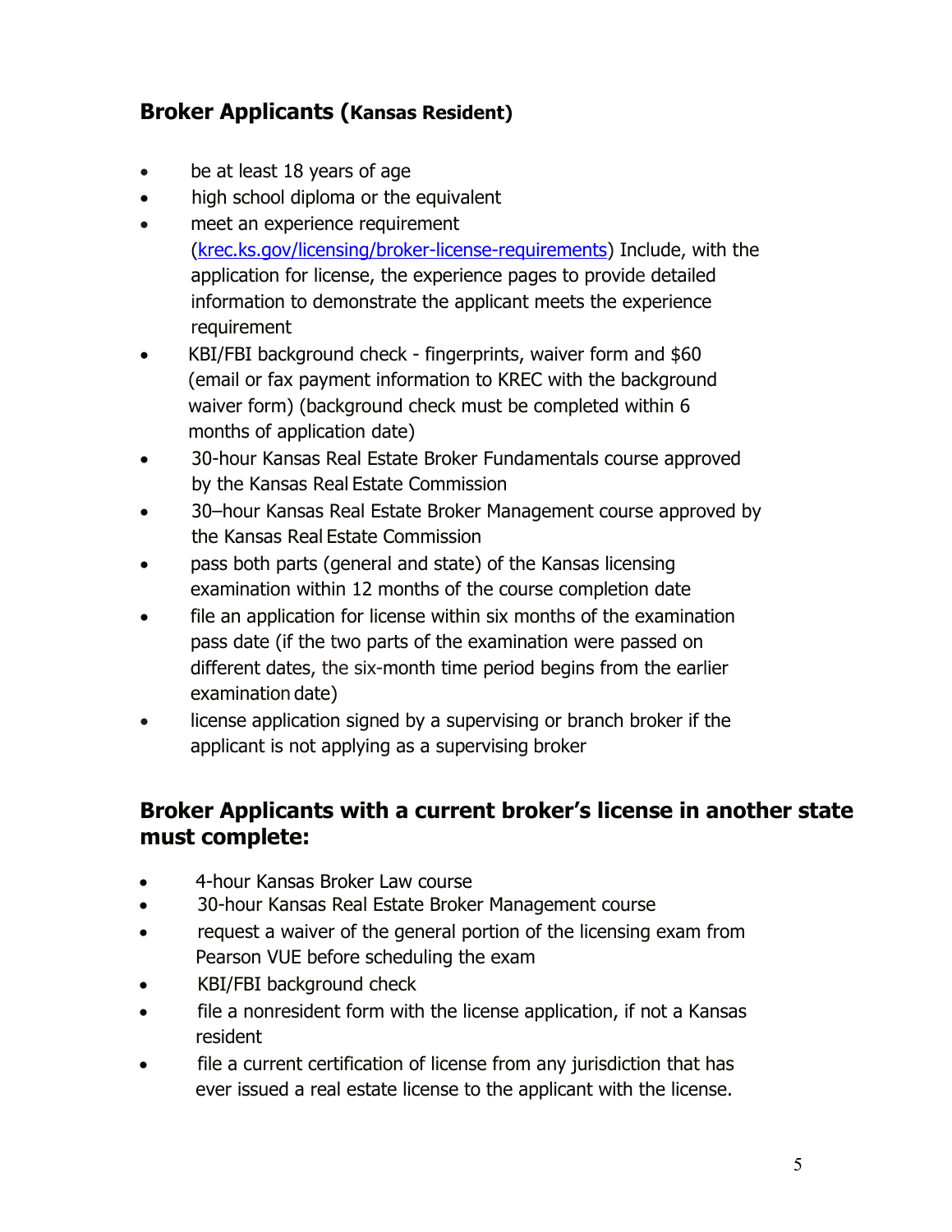## Broker Applicants (Kansas Resident)

- be at least 18 years of age
- high school diploma or the equivalent
- meet an experience requirement (krec.ks.gov/licensing/broker-license-requirements) Include, with the application for license, the experience pages to provide detailed information to demonstrate the applicant meets the experience requirement
- KBI/FBI background check - fingerprints, waiver form and $60 (email or fax payment information to KREC with the background waiver form) (background check must be completed within 6 months of application date)
- 30-hour Kansas Real Estate Broker Fundamentals course approved by the Kansas Real Estate Commission
- 30–hour Kansas Real Estate Broker Management course approved by the Kansas Real Estate Commission
- pass both parts (general and state) of the Kansas licensing examination within 12 months of the course completion date
- file an application for license within six months of the examination pass date (if the two parts of the examination were passed on different dates, the six-month time period begins from the earlier examination date)
- license application signed by a supervising or branch broker if the applicant is not applying as a supervising broker

## Broker Applicants with a current broker's license in another state must complete:

- 4-hour Kansas Broker Law course
- 30-hour Kansas Real Estate Broker Management course
- request a waiver of the general portion of the licensing exam from Pearson VUE before scheduling the exam
- KBI/FBI background check
- file a nonresident form with the license application, if not a Kansas resident
- file a current certification of license from any jurisdiction that has ever issued a real estate license to the applicant with the license.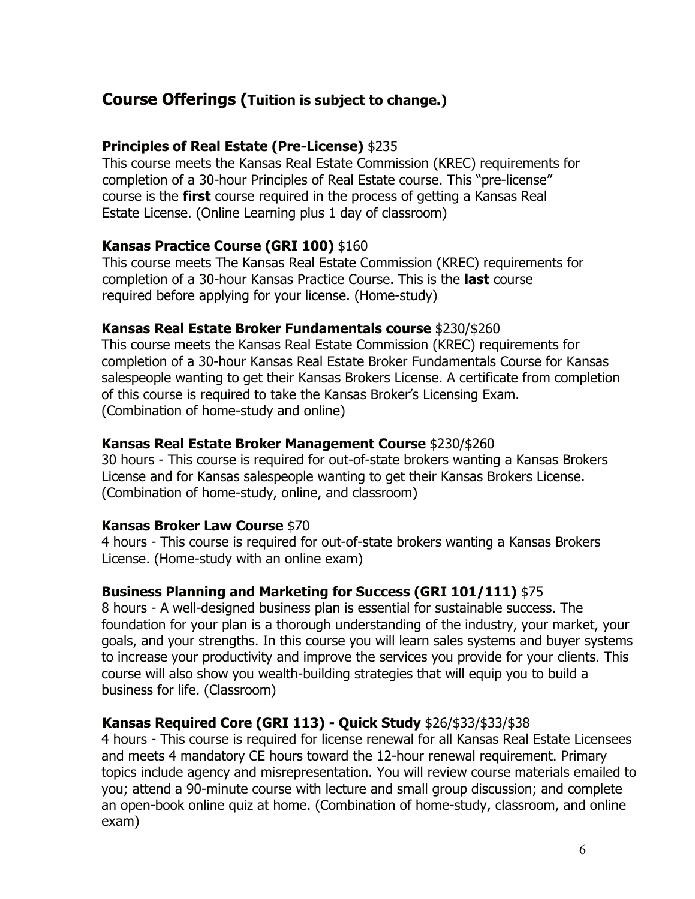## Course Offerings (Tuition is subject to change.)

### Principles of Real Estate (Pre-License) $235

This course meets the Kansas Real Estate Commission (KREC) requirements for completion of a 30-hour Principles of Real Estate course. This "pre-license" course is the **first** course required in the process of getting a Kansas Real Estate License. (Online Learning plus 1 day of classroom)

### Kansas Practice Course (GRI 100) $160

This course meets The Kansas Real Estate Commission (KREC) requirements for completion of a 30-hour Kansas Practice Course. This is the **last** course required before applying for your license. (Home-study)

### Kansas Real Estate Broker Fundamentals course $230/$260

This course meets the Kansas Real Estate Commission (KREC) requirements for completion of a 30-hour Kansas Real Estate Broker Fundamentals Course for Kansas salespeople wanting to get their Kansas Brokers License. A certificate from completion of this course is required to take the Kansas Broker's Licensing Exam. (Combination of home-study and online)

### Kansas Real Estate Broker Management Course $230/$260

30 hours - This course is required for out-of-state brokers wanting a Kansas Brokers License and for Kansas salespeople wanting to get their Kansas Brokers License. (Combination of home-study, online, and classroom)

### Kansas Broker Law Course $70

4 hours - This course is required for out-of-state brokers wanting a Kansas Brokers License. (Home-study with an online exam)

### Business Planning and Marketing for Success (GRI 101/111) $75

8 hours - A well-designed business plan is essential for sustainable success. The foundation for your plan is a thorough understanding of the industry, your market, your goals, and your strengths. In this course you will learn sales systems and buyer systems to increase your productivity and improve the services you provide for your clients. This course will also show you wealth-building strategies that will equip you to build a business for life. (Classroom)

### Kansas Required Core (GRI 113) - Quick Study $26/$33/$33/$38

4 hours - This course is required for license renewal for all Kansas Real Estate Licensees and meets 4 mandatory CE hours toward the 12-hour renewal requirement. Primary topics include agency and misrepresentation. You will review course materials emailed to you; attend a 90-minute course with lecture and small group discussion; and complete an open-book online quiz at home. (Combination of home-study, classroom, and online exam)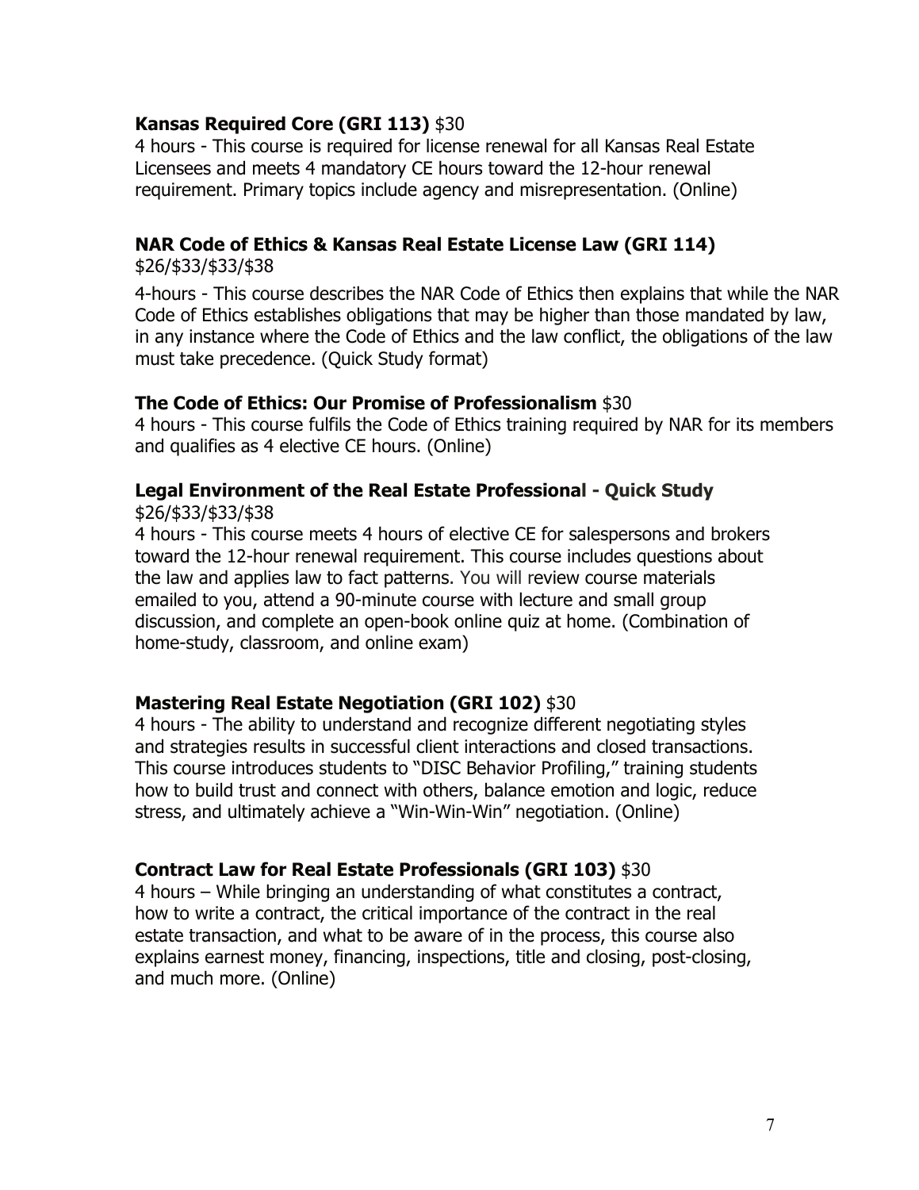**Kansas Required Core (GRI 113)** $30

4 hours - This course is required for license renewal for all Kansas Real Estate Licensees and meets 4 mandatory CE hours toward the 12-hour renewal requirement. Primary topics include agency and misrepresentation. (Online)

**NAR Code of Ethics & Kansas Real Estate License Law (GRI 114)**
$26/$33/$33/$38

4-hours - This course describes the NAR Code of Ethics then explains that while the NAR Code of Ethics establishes obligations that may be higher than those mandated by law, in any instance where the Code of Ethics and the law conflict, the obligations of the law must take precedence. (Quick Study format)

**The Code of Ethics: Our Promise of Professionalism** $30

4 hours - This course fulfils the Code of Ethics training required by NAR for its members and qualifies as 4 elective CE hours. (Online)

**Legal Environment of the Real Estate Professional - Quick Study**
$26/$33/$33/$38

4 hours - This course meets 4 hours of elective CE for salespersons and brokers toward the 12-hour renewal requirement. This course includes questions about the law and applies law to fact patterns. You will review course materials emailed to you, attend a 90-minute course with lecture and small group discussion, and complete an open-book online quiz at home. (Combination of home-study, classroom, and online exam)

**Mastering Real Estate Negotiation (GRI 102)** $30

4 hours - The ability to understand and recognize different negotiating styles and strategies results in successful client interactions and closed transactions. This course introduces students to "DISC Behavior Profiling," training students how to build trust and connect with others, balance emotion and logic, reduce stress, and ultimately achieve a "Win-Win-Win" negotiation. (Online)

**Contract Law for Real Estate Professionals (GRI 103)** $30

4 hours – While bringing an understanding of what constitutes a contract, how to write a contract, the critical importance of the contract in the real estate transaction, and what to be aware of in the process, this course also explains earnest money, financing, inspections, title and closing, post-closing, and much more. (Online)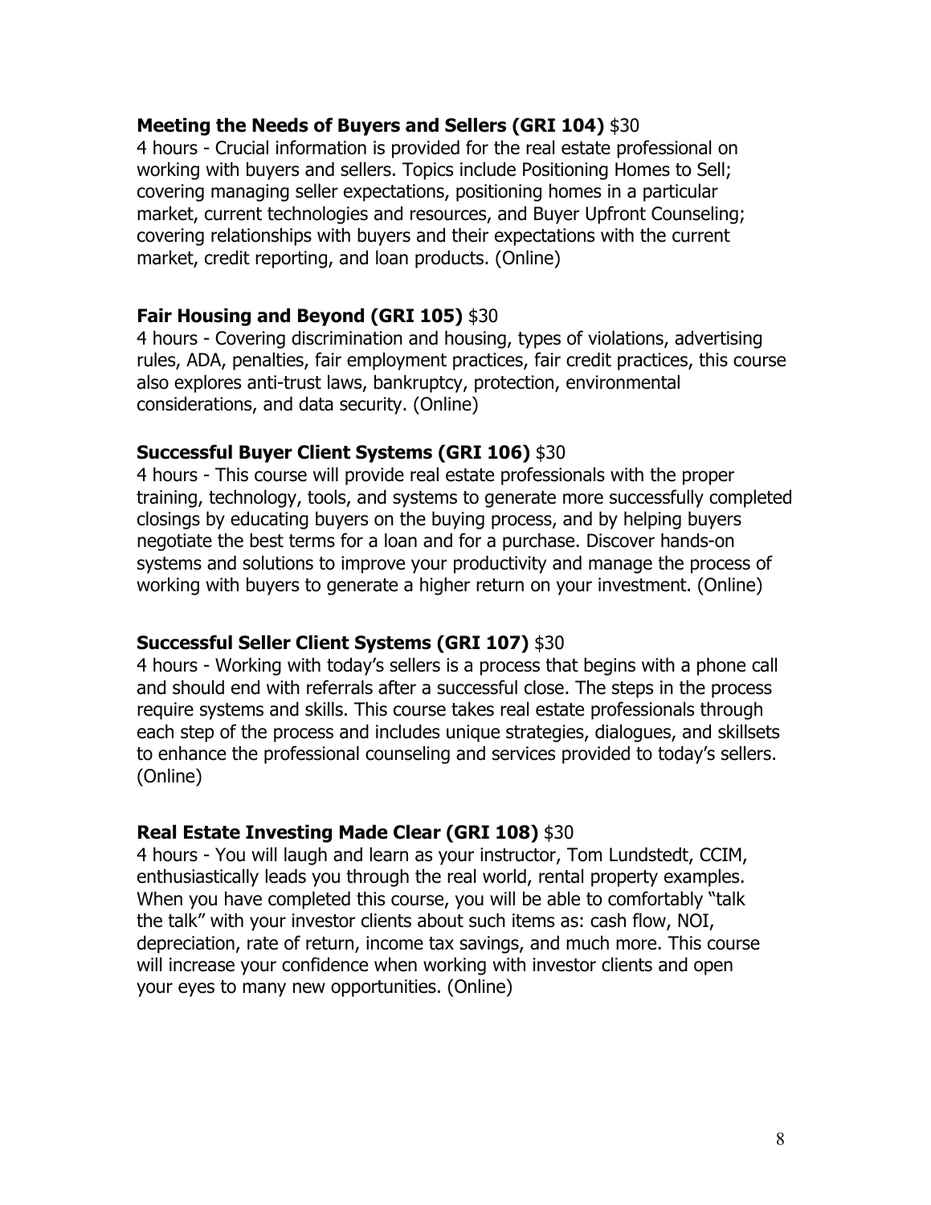**Meeting the Needs of Buyers and Sellers (GRI 104)** $30
4 hours - Crucial information is provided for the real estate professional on working with buyers and sellers. Topics include Positioning Homes to Sell; covering managing seller expectations, positioning homes in a particular market, current technologies and resources, and Buyer Upfront Counseling; covering relationships with buyers and their expectations with the current market, credit reporting, and loan products. (Online)

**Fair Housing and Beyond (GRI 105)** $30
4 hours - Covering discrimination and housing, types of violations, advertising rules, ADA, penalties, fair employment practices, fair credit practices, this course also explores anti-trust laws, bankruptcy, protection, environmental considerations, and data security. (Online)

**Successful Buyer Client Systems (GRI 106)** $30
4 hours - This course will provide real estate professionals with the proper training, technology, tools, and systems to generate more successfully completed closings by educating buyers on the buying process, and by helping buyers negotiate the best terms for a loan and for a purchase. Discover hands-on systems and solutions to improve your productivity and manage the process of working with buyers to generate a higher return on your investment. (Online)

**Successful Seller Client Systems (GRI 107)** $30
4 hours - Working with today's sellers is a process that begins with a phone call and should end with referrals after a successful close. The steps in the process require systems and skills. This course takes real estate professionals through each step of the process and includes unique strategies, dialogues, and skillsets to enhance the professional counseling and services provided to today's sellers. (Online)

**Real Estate Investing Made Clear (GRI 108)** $30
4 hours - You will laugh and learn as your instructor, Tom Lundstedt, CCIM, enthusiastically leads you through the real world, rental property examples. When you have completed this course, you will be able to comfortably "talk the talk" with your investor clients about such items as: cash flow, NOI, depreciation, rate of return, income tax savings, and much more. This course will increase your confidence when working with investor clients and open your eyes to many new opportunities. (Online)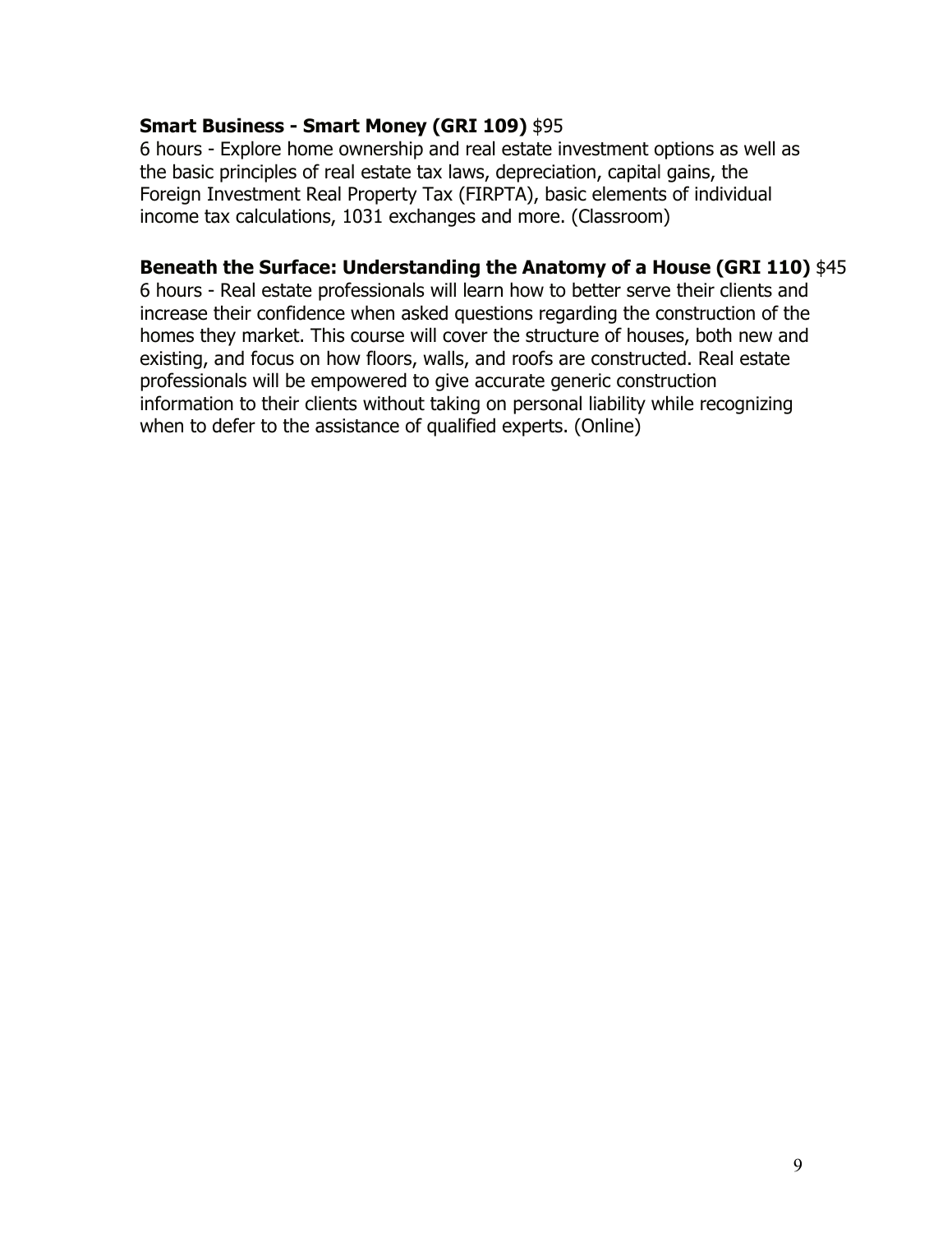**Smart Business - Smart Money (GRI 109)** $95

6 hours - Explore home ownership and real estate investment options as well as the basic principles of real estate tax laws, depreciation, capital gains, the Foreign Investment Real Property Tax (FIRPTA), basic elements of individual income tax calculations, 1031 exchanges and more. (Classroom)

**Beneath the Surface: Understanding the Anatomy of a House (GRI 110)** $45

6 hours - Real estate professionals will learn how to better serve their clients and increase their confidence when asked questions regarding the construction of the homes they market. This course will cover the structure of houses, both new and existing, and focus on how floors, walls, and roofs are constructed. Real estate professionals will be empowered to give accurate generic construction information to their clients without taking on personal liability while recognizing when to defer to the assistance of qualified experts. (Online)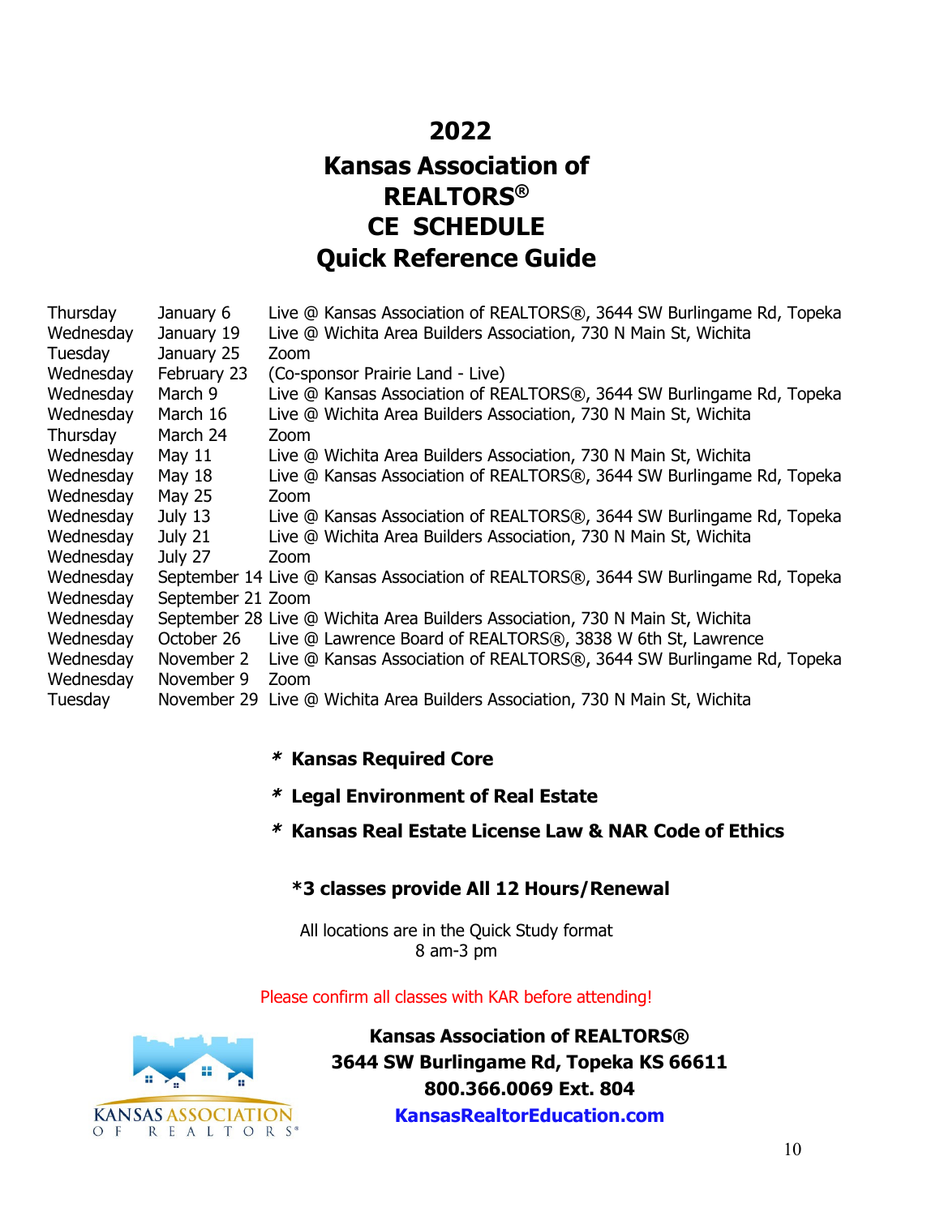# 2022
# Kansas Association of REALTORS® CE SCHEDULE Quick Reference Guide

| | | |
|---|---|---|
| Thursday | January 6 | Live @ Kansas Association of REALTORS®, 3644 SW Burlingame Rd, Topeka |
| Wednesday | January 19 | Live @ Wichita Area Builders Association, 730 N Main St, Wichita |
| Tuesday | January 25 | Zoom |
| Wednesday | February 23 | (Co-sponsor Prairie Land - Live) |
| Wednesday | March 9 | Live @ Kansas Association of REALTORS®, 3644 SW Burlingame Rd, Topeka |
| Wednesday | March 16 | Live @ Wichita Area Builders Association, 730 N Main St, Wichita |
| Thursday | March 24 | Zoom |
| Wednesday | May 11 | Live @ Wichita Area Builders Association, 730 N Main St, Wichita |
| Wednesday | May 18 | Live @ Kansas Association of REALTORS®, 3644 SW Burlingame Rd, Topeka |
| Wednesday | May 25 | Zoom |
| Wednesday | July 13 | Live @ Kansas Association of REALTORS®, 3644 SW Burlingame Rd, Topeka |
| Wednesday | July 21 | Live @ Wichita Area Builders Association, 730 N Main St, Wichita |
| Wednesday | July 27 | Zoom |
| Wednesday | September 14 | Live @ Kansas Association of REALTORS®, 3644 SW Burlingame Rd, Topeka |
| Wednesday | September 21 | Zoom |
| Wednesday | September 28 | Live @ Wichita Area Builders Association, 730 N Main St, Wichita |
| Wednesday | October 26 | Live @ Lawrence Board of REALTORS®, 3838 W 6th St, Lawrence |
| Wednesday | November 2 | Live @ Kansas Association of REALTORS®, 3644 SW Burlingame Rd, Topeka |
| Wednesday | November 9 | Zoom |
| Tuesday | November 29 | Live @ Wichita Area Builders Association, 730 N Main St, Wichita |

**\* Kansas Required Core**

**\* Legal Environment of Real Estate**

**\* Kansas Real Estate License Law & NAR Code of Ethics**

**\*3 classes provide All 12 Hours/Renewal**

All locations are in the Quick Study format
8 am-3 pm

Please confirm all classes with KAR before attending!

KANSAS ASSOCIATION OF REALTORS®

**Kansas Association of REALTORS®**
**3644 SW Burlingame Rd, Topeka KS 66611**
**800.366.0069 Ext. 804**
**KansasRealtorEducation.com**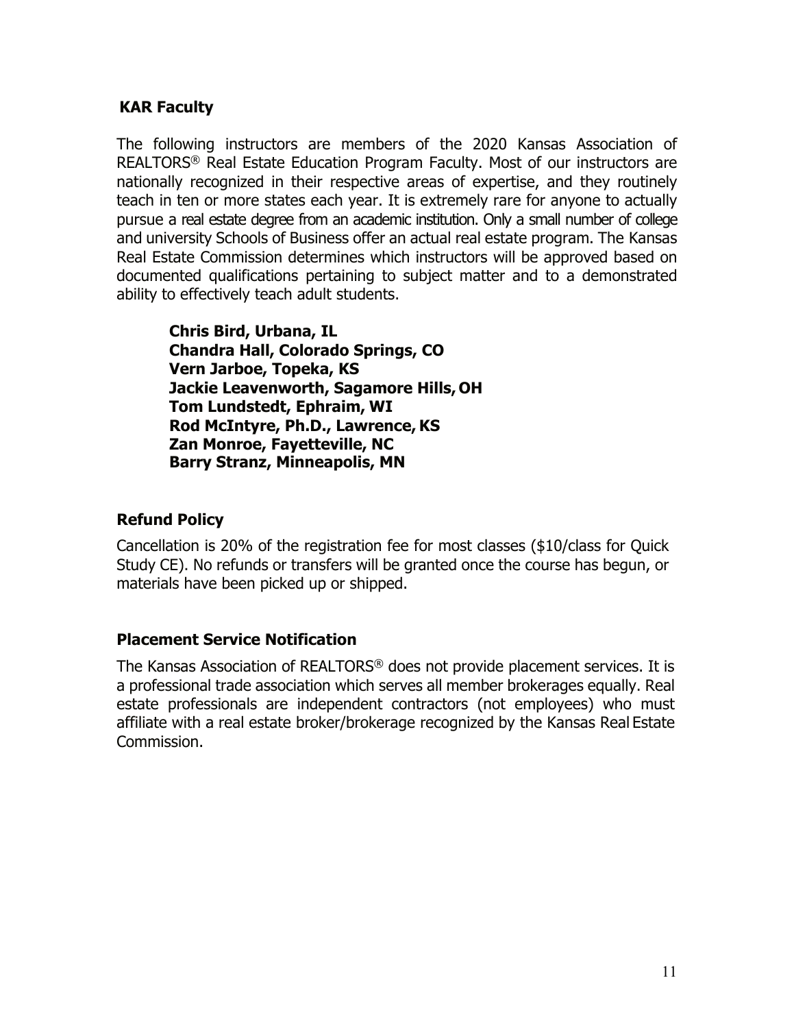## KAR Faculty

The following instructors are members of the 2020 Kansas Association of REALTORS® Real Estate Education Program Faculty. Most of our instructors are nationally recognized in their respective areas of expertise, and they routinely teach in ten or more states each year. It is extremely rare for anyone to actually pursue a real estate degree from an academic institution. Only a small number of college and university Schools of Business offer an actual real estate program. The Kansas Real Estate Commission determines which instructors will be approved based on documented qualifications pertaining to subject matter and to a demonstrated ability to effectively teach adult students.

**Chris Bird, Urbana, IL**
**Chandra Hall, Colorado Springs, CO**
**Vern Jarboe, Topeka, KS**
**Jackie Leavenworth, Sagamore Hills, OH**
**Tom Lundstedt, Ephraim, WI**
**Rod McIntyre, Ph.D., Lawrence, KS**
**Zan Monroe, Fayetteville, NC**
**Barry Stranz, Minneapolis, MN**

## Refund Policy

Cancellation is 20% of the registration fee for most classes ($10/class for Quick Study CE). No refunds or transfers will be granted once the course has begun, or materials have been picked up or shipped.

## Placement Service Notification

The Kansas Association of REALTORS® does not provide placement services. It is a professional trade association which serves all member brokerages equally. Real estate professionals are independent contractors (not employees) who must affiliate with a real estate broker/brokerage recognized by the Kansas Real Estate Commission.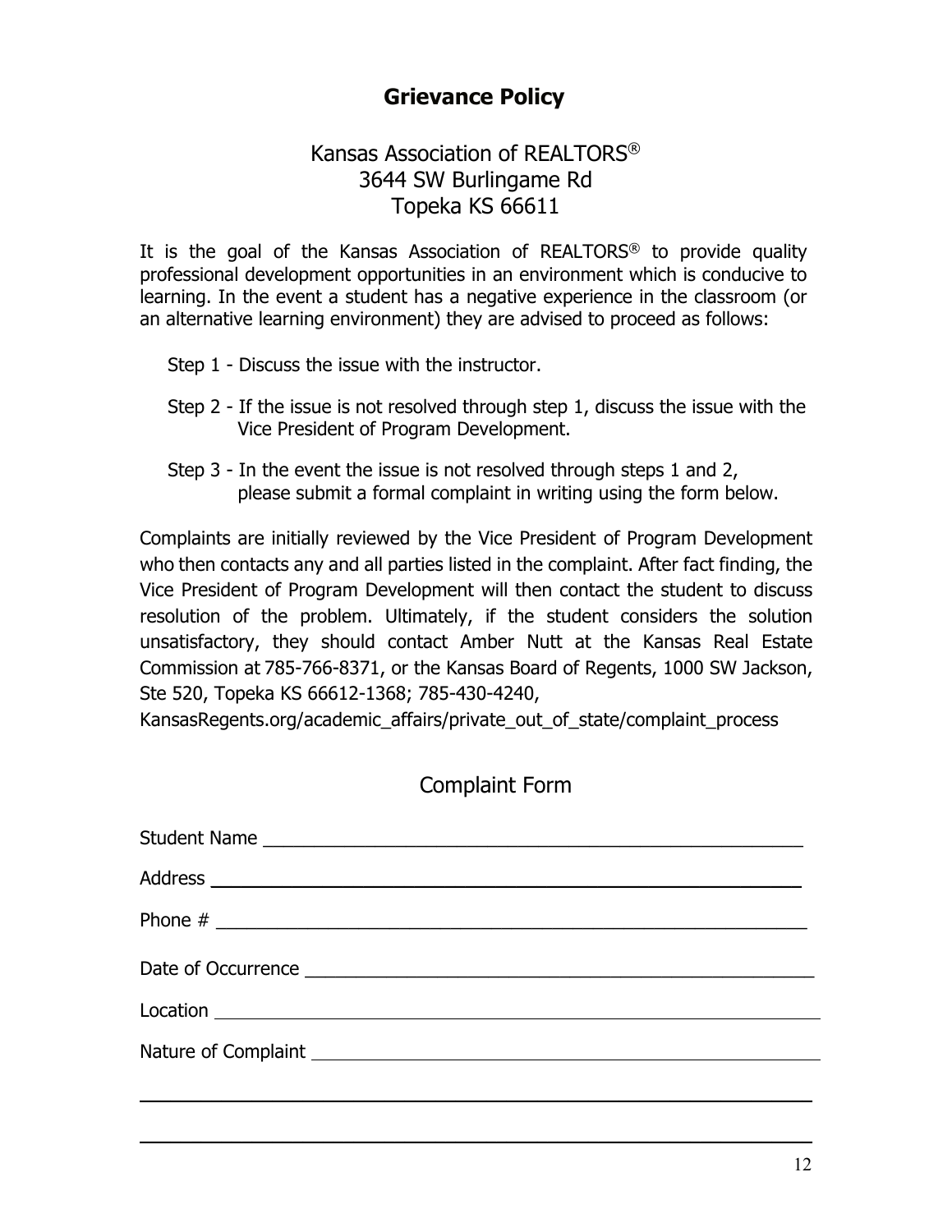# Grievance Policy

Kansas Association of REALTORS®
3644 SW Burlingame Rd
Topeka KS 66611

It is the goal of the Kansas Association of REALTORS® to provide quality professional development opportunities in an environment which is conducive to learning. In the event a student has a negative experience in the classroom (or an alternative learning environment) they are advised to proceed as follows:

Step 1 - Discuss the issue with the instructor.

Step 2 - If the issue is not resolved through step 1, discuss the issue with the Vice President of Program Development.

Step 3 - In the event the issue is not resolved through steps 1 and 2, please submit a formal complaint in writing using the form below.

Complaints are initially reviewed by the Vice President of Program Development who then contacts any and all parties listed in the complaint. After fact finding, the Vice President of Program Development will then contact the student to discuss resolution of the problem. Ultimately, if the student considers the solution unsatisfactory, they should contact Amber Nutt at the Kansas Real Estate Commission at 785-766-8371, or the Kansas Board of Regents, 1000 SW Jackson, Ste 520, Topeka KS 66612-1368; 785-430-4240, KansasRegents.org/academic_affairs/private_out_of_state/complaint_process

## Complaint Form

Student Name ______________________________________________________

Address ______________________________________________________

Phone # ______________________________________________________

Date of Occurrence ______________________________________________________

Location ______________________________________________________

Nature of Complaint ______________________________________________________

______________________________________________________

______________________________________________________